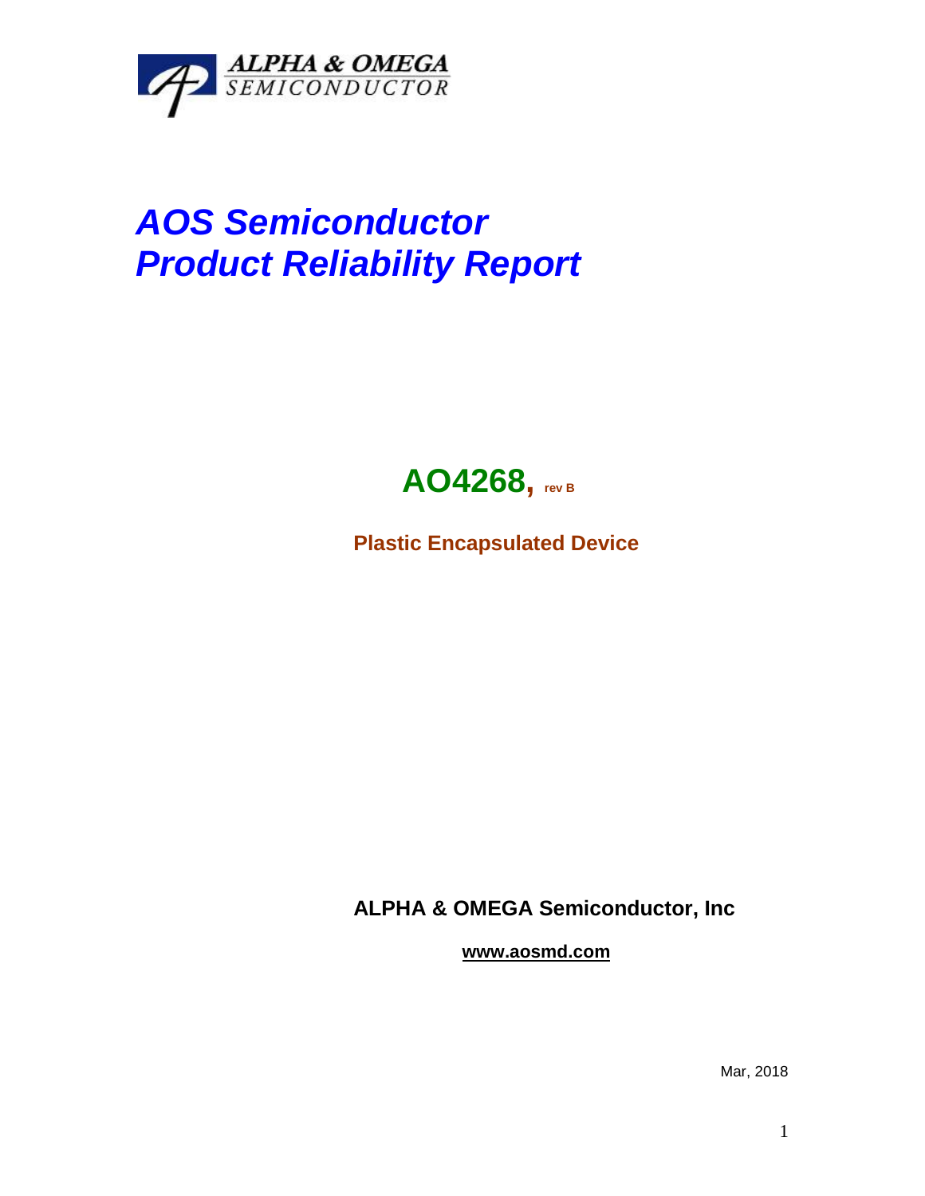ALPHA & OMEGA
SEMICONDUCTOR

# *AOS Semiconductor*
# *Product Reliability Report*

## AO4268, rev B

**Plastic Encapsulated Device**

**ALPHA & OMEGA Semiconductor, Inc**

**www.aosmd.com**

Mar, 2018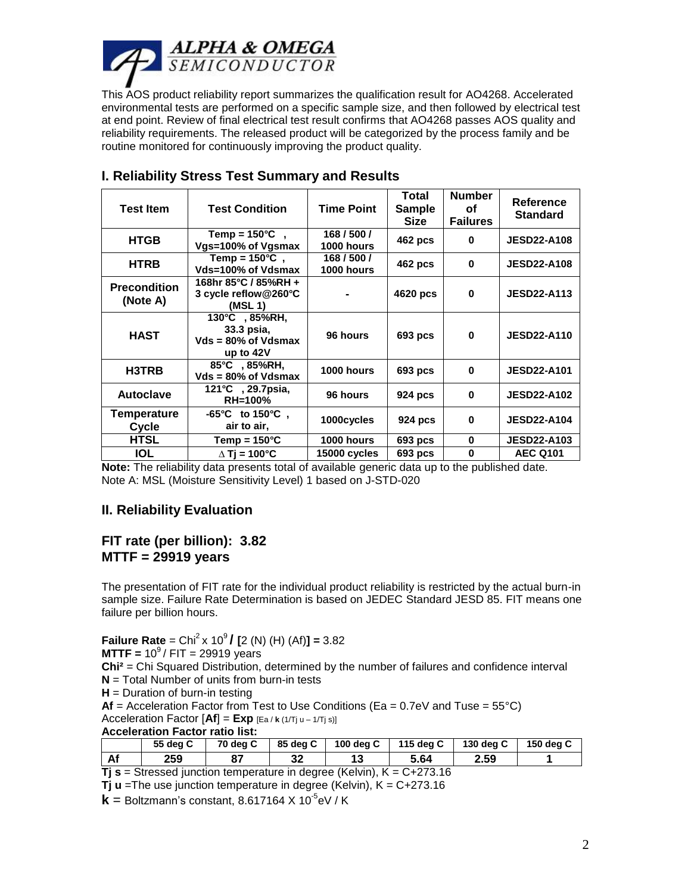This AOS product reliability report summarizes the qualification result for AO4268. Accelerated environmental tests are performed on a specific sample size, and then followed by electrical test at end point. Review of final electrical test result confirms that AO4268 passes AOS quality and reliability requirements. The released product will be categorized by the process family and be routine monitored for continuously improving the product quality.

## I. Reliability Stress Test Summary and Results

| Test Item | Test Condition | Time Point | Total Sample Size | Number of Failures | Reference Standard |
|---|---|---|---|---|---|
| **HTGB** | **Temp = 150°C , Vgs=100% of Vgsmax** | **168 / 500 / 1000 hours** | **462 pcs** | **0** | **JESD22-A108** |
| **HTRB** | **Temp = 150°C , Vds=100% of Vdsmax** | **168 / 500 / 1000 hours** | **462 pcs** | **0** | **JESD22-A108** |
| **Precondition (Note A)** | **168hr 85°C / 85%RH + 3 cycle reflow@260°C (MSL 1)** | **-** | **4620 pcs** | **0** | **JESD22-A113** |
| **HAST** | **130°C , 85%RH, 33.3 psia, Vds = 80% of Vdsmax up to 42V** | **96 hours** | **693 pcs** | **0** | **JESD22-A110** |
| **H3TRB** | **85°C , 85%RH, Vds = 80% of Vdsmax** | **1000 hours** | **693 pcs** | **0** | **JESD22-A101** |
| **Autoclave** | **121°C , 29.7psia, RH=100%** | **96 hours** | **924 pcs** | **0** | **JESD22-A102** |
| **Temperature Cycle** | **-65°C to 150°C , air to air,** | **1000cycles** | **924 pcs** | **0** | **JESD22-A104** |
| **HTSL** | **Temp = 150°C** | **1000 hours** | **693 pcs** | **0** | **JESD22-A103** |
| **IOL** | **$\Delta$ Tj = 100°C** | **15000 cycles** | **693 pcs** | **0** | **AEC Q101** |

**Note:** The reliability data presents total of available generic data up to the published date.
Note A: MSL (Moisture Sensitivity Level) 1 based on J-STD-020

## II. Reliability Evaluation

### FIT rate (per billion): 3.82
### MTTF = 29919 years

The presentation of FIT rate for the individual product reliability is restricted by the actual burn-in sample size. Failure Rate Determination is based on JEDEC Standard JESD 85. FIT means one failure per billion hours.

**Failure Rate** = $Chi^2 \times 10^9$ **/ [**2 (N) (H) (Af)**] =** 3.82
**MTTF =** $10^9$ / FIT = 29919 years
**Chi²** = Chi Squared Distribution, determined by the number of failures and confidence interval
**N** = Total Number of units from burn-in tests
**H** = Duration of burn-in testing
**Af** = Acceleration Factor from Test to Use Conditions (Ea = 0.7eV and Tuse = 55°C)
Acceleration Factor [**Af**] = **Exp** [Ea / **k** (1/Tj u – 1/Tj s)]
**Acceleration Factor ratio list:**

| | 55 deg C | 70 deg C | 85 deg C | 100 deg C | 115 deg C | 130 deg C | 150 deg C |
|---|---|---|---|---|---|---|---|
| **Af** | **259** | **87** | **32** | **13** | **5.64** | **2.59** | **1** |

**Tj s** = Stressed junction temperature in degree (Kelvin), K = C+273.16
**Tj u** =The use junction temperature in degree (Kelvin), K = C+273.16
**k** = Boltzmann's constant, $8.617164 \times 10^{-5}$eV / K